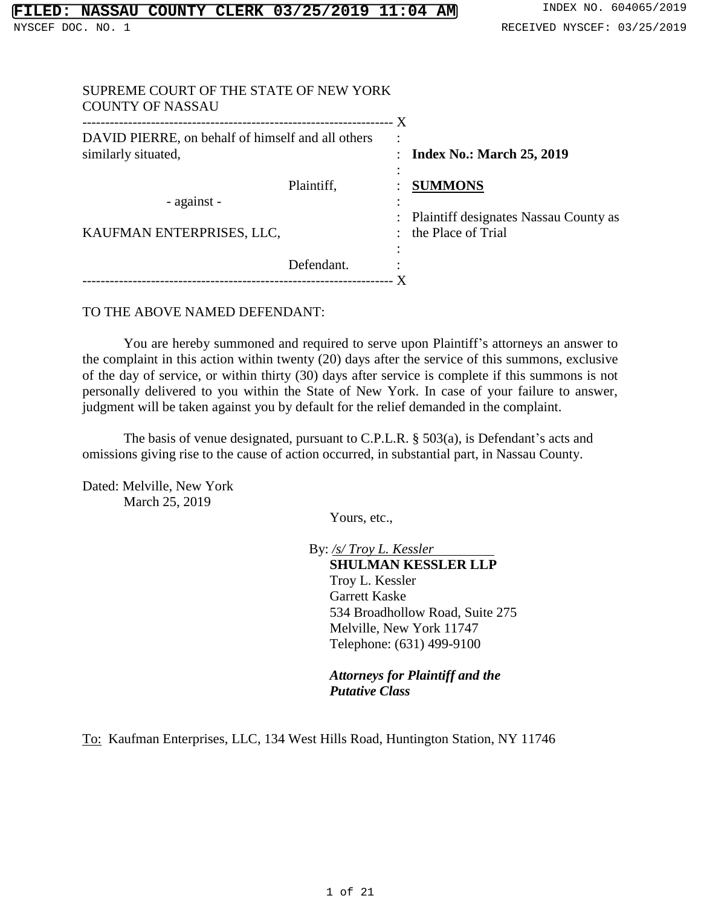FILED: NASSAU COUNTY CLERK 03/25/2019 11:04 AM INDEX NO. 604065/2019

NYSCEF DOC. NO. 1 RECEIVED NYSCEF: 03/25/2019

SUPREME COURT OF THE STATE OF NEW YORK
COUNTY OF NASSAU

| | |
|---|---|
| DAVID PIERRE, on behalf of himself and all others similarly situated, | **Index No.: March 25, 2019** |
| Plaintiff, | **SUMMONS** |
| - against - | Plaintiff designates Nassau County as the Place of Trial |
| KAUFMAN ENTERPRISES, LLC, | |
| Defendant. | |

TO THE ABOVE NAMED DEFENDANT:

You are hereby summoned and required to serve upon Plaintiff's attorneys an answer to the complaint in this action within twenty (20) days after the service of this summons, exclusive of the day of service, or within thirty (30) days after service is complete if this summons is not personally delivered to you within the State of New York. In case of your failure to answer, judgment will be taken against you by default for the relief demanded in the complaint.

The basis of venue designated, pursuant to C.P.L.R. § 503(a), is Defendant's acts and omissions giving rise to the cause of action occurred, in substantial part, in Nassau County.

Dated: Melville, New York
March 25, 2019

Yours, etc.,

By: /s/ Troy L. Kessler
**SHULMAN KESSLER LLP**
Troy L. Kessler
Garrett Kaske
534 Broadhollow Road, Suite 275
Melville, New York 11747
Telephone: (631) 499-9100

***Attorneys for Plaintiff and the Putative Class***

To: Kaufman Enterprises, LLC, 134 West Hills Road, Huntington Station, NY 11746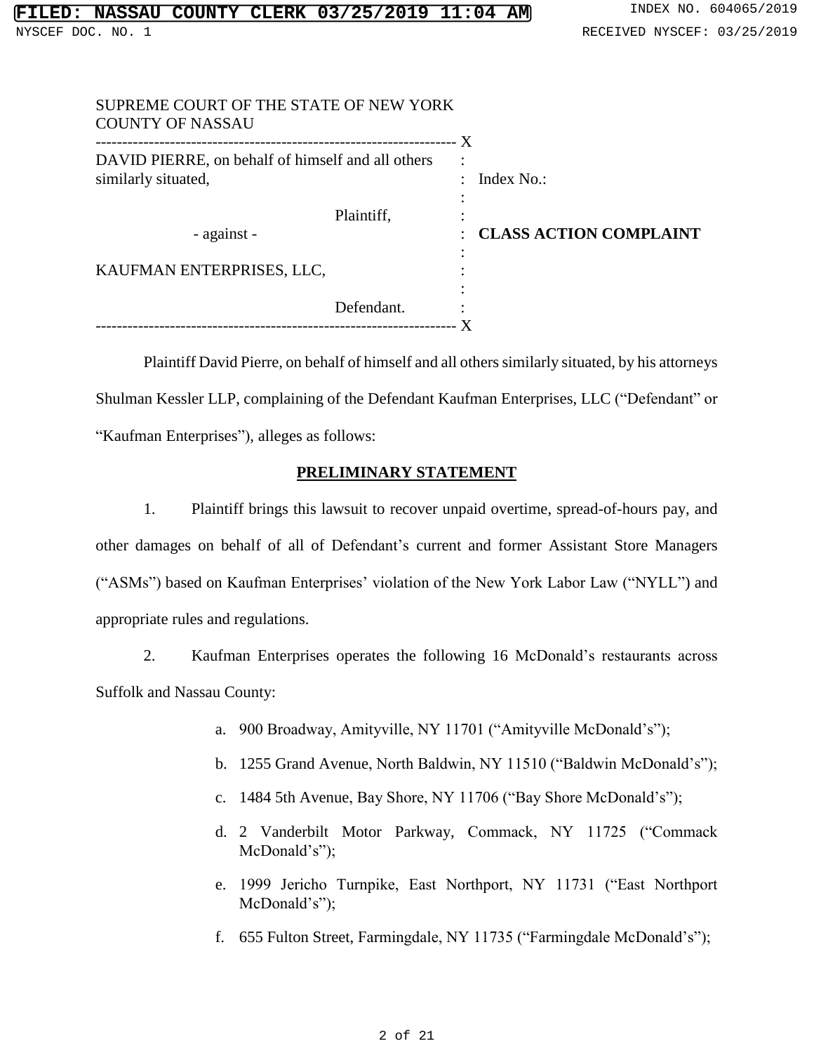SUPREME COURT OF THE STATE OF NEW YORK
COUNTY OF NASSAU

| | |
|---|---|
| DAVID PIERRE, on behalf of himself and all others similarly situated, | Index No.: |
| Plaintiff, | |
| - against - | **CLASS ACTION COMPLAINT** |
| KAUFMAN ENTERPRISES, LLC, | |
| Defendant. | |

Plaintiff David Pierre, on behalf of himself and all others similarly situated, by his attorneys Shulman Kessler LLP, complaining of the Defendant Kaufman Enterprises, LLC ("Defendant" or "Kaufman Enterprises"), alleges as follows:

## PRELIMINARY STATEMENT

1. Plaintiff brings this lawsuit to recover unpaid overtime, spread-of-hours pay, and other damages on behalf of all of Defendant's current and former Assistant Store Managers ("ASMs") based on Kaufman Enterprises' violation of the New York Labor Law ("NYLL") and appropriate rules and regulations.

2. Kaufman Enterprises operates the following 16 McDonald's restaurants across Suffolk and Nassau County:

   a. 900 Broadway, Amityville, NY 11701 ("Amityville McDonald's");

   b. 1255 Grand Avenue, North Baldwin, NY 11510 ("Baldwin McDonald's");

   c. 1484 5th Avenue, Bay Shore, NY 11706 ("Bay Shore McDonald's");

   d. 2 Vanderbilt Motor Parkway, Commack, NY 11725 ("Commack McDonald's");

   e. 1999 Jericho Turnpike, East Northport, NY 11731 ("East Northport McDonald's");

   f. 655 Fulton Street, Farmingdale, NY 11735 ("Farmingdale McDonald's");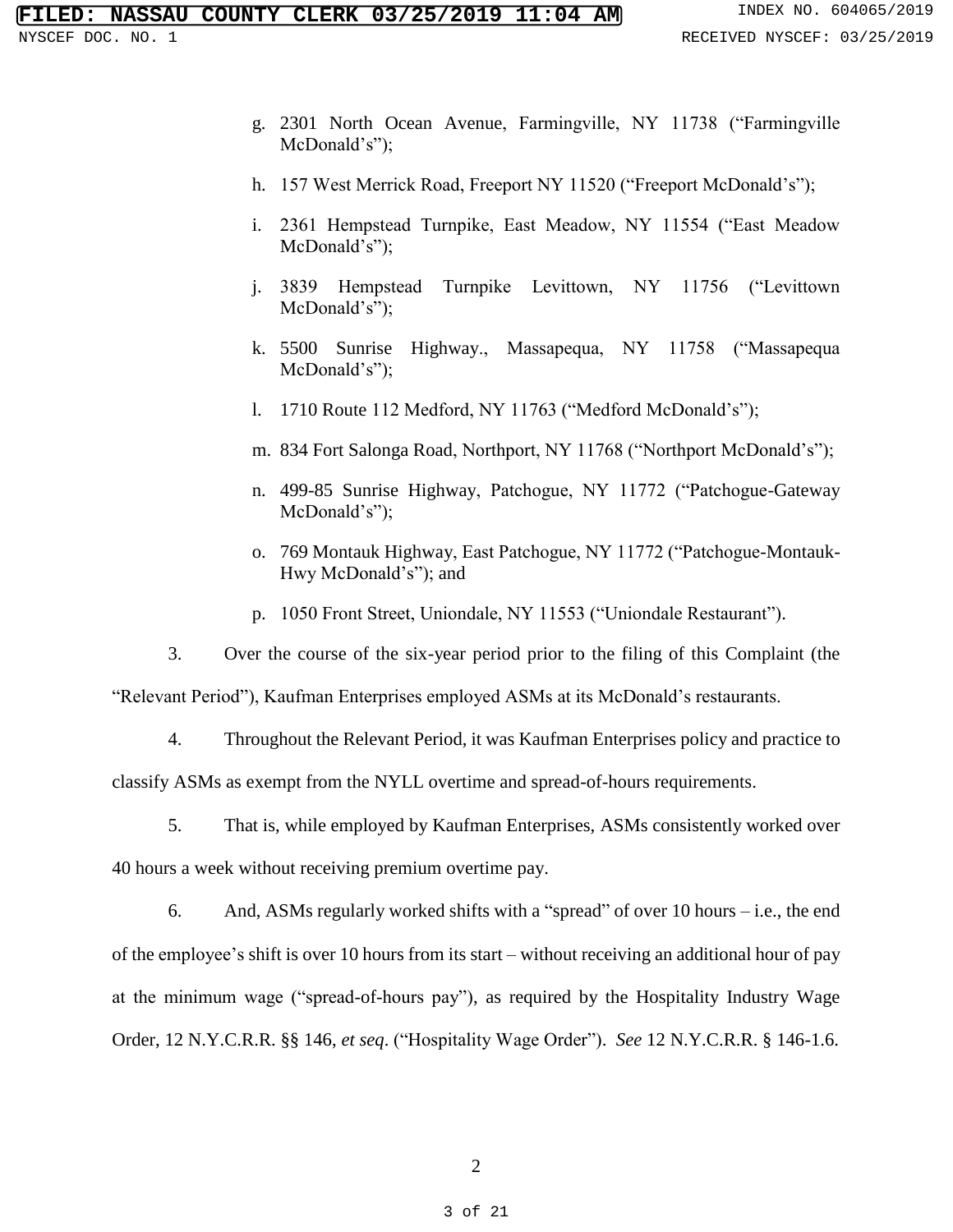g. 2301 North Ocean Avenue, Farmingville, NY 11738 ("Farmingville McDonald's");

h. 157 West Merrick Road, Freeport NY 11520 ("Freeport McDonald's");

i. 2361 Hempstead Turnpike, East Meadow, NY 11554 ("East Meadow McDonald's");

j. 3839 Hempstead Turnpike Levittown, NY 11756 ("Levittown McDonald's");

k. 5500 Sunrise Highway., Massapequa, NY 11758 ("Massapequa McDonald's");

l. 1710 Route 112 Medford, NY 11763 ("Medford McDonald's");

m. 834 Fort Salonga Road, Northport, NY 11768 ("Northport McDonald's");

n. 499-85 Sunrise Highway, Patchogue, NY 11772 ("Patchogue-Gateway McDonald's");

o. 769 Montauk Highway, East Patchogue, NY 11772 ("Patchogue-Montauk-Hwy McDonald's"); and

p. 1050 Front Street, Uniondale, NY 11553 ("Uniondale Restaurant").

3. Over the course of the six-year period prior to the filing of this Complaint (the "Relevant Period"), Kaufman Enterprises employed ASMs at its McDonald's restaurants.

4. Throughout the Relevant Period, it was Kaufman Enterprises policy and practice to classify ASMs as exempt from the NYLL overtime and spread-of-hours requirements.

5. That is, while employed by Kaufman Enterprises, ASMs consistently worked over 40 hours a week without receiving premium overtime pay.

6. And, ASMs regularly worked shifts with a "spread" of over 10 hours – i.e., the end of the employee's shift is over 10 hours from its start – without receiving an additional hour of pay at the minimum wage ("spread-of-hours pay"), as required by the Hospitality Industry Wage Order, 12 N.Y.C.R.R. §§ 146, *et seq*. ("Hospitality Wage Order"). *See* 12 N.Y.C.R.R. § 146-1.6.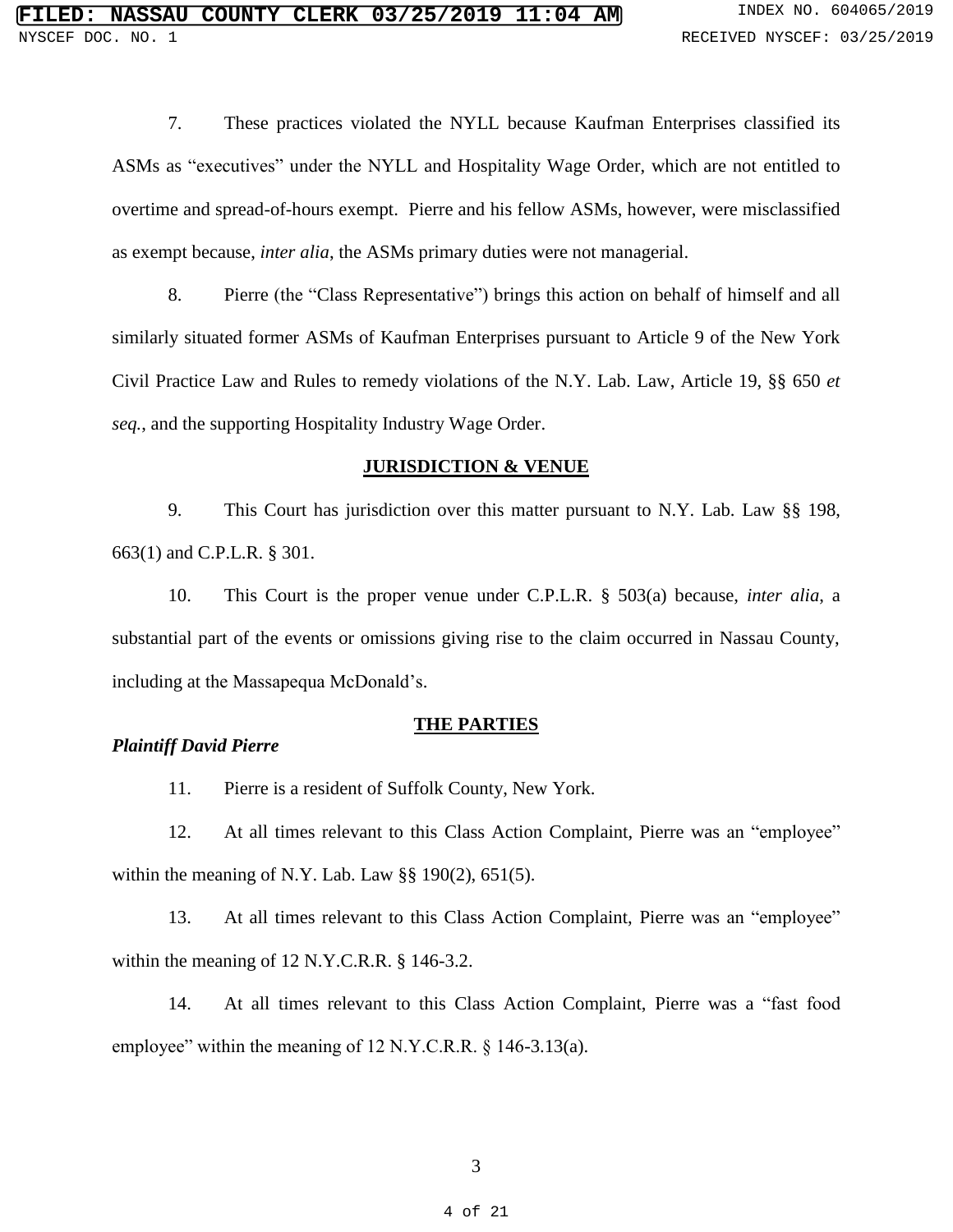7. These practices violated the NYLL because Kaufman Enterprises classified its ASMs as "executives" under the NYLL and Hospitality Wage Order, which are not entitled to overtime and spread-of-hours exempt. Pierre and his fellow ASMs, however, were misclassified as exempt because, *inter alia*, the ASMs primary duties were not managerial.

8. Pierre (the "Class Representative") brings this action on behalf of himself and all similarly situated former ASMs of Kaufman Enterprises pursuant to Article 9 of the New York Civil Practice Law and Rules to remedy violations of the N.Y. Lab. Law, Article 19, §§ 650 *et seq.*, and the supporting Hospitality Industry Wage Order.

## JURISDICTION & VENUE

9. This Court has jurisdiction over this matter pursuant to N.Y. Lab. Law §§ 198, 663(1) and C.P.L.R. § 301.

10. This Court is the proper venue under C.P.L.R. § 503(a) because, *inter alia*, a substantial part of the events or omissions giving rise to the claim occurred in Nassau County, including at the Massapequa McDonald's.

## THE PARTIES

### *Plaintiff David Pierre*

11. Pierre is a resident of Suffolk County, New York.

12. At all times relevant to this Class Action Complaint, Pierre was an "employee" within the meaning of N.Y. Lab. Law §§ 190(2), 651(5).

13. At all times relevant to this Class Action Complaint, Pierre was an "employee" within the meaning of 12 N.Y.C.R.R. § 146-3.2.

14. At all times relevant to this Class Action Complaint, Pierre was a "fast food employee" within the meaning of 12 N.Y.C.R.R. § 146-3.13(a).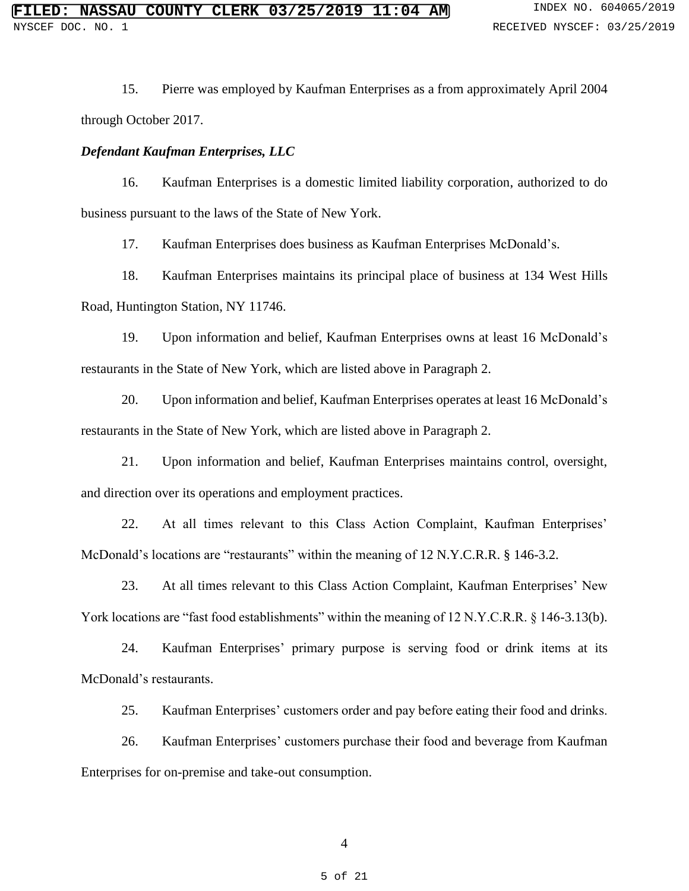15. Pierre was employed by Kaufman Enterprises as a from approximately April 2004 through October 2017.

***Defendant Kaufman Enterprises, LLC***

16. Kaufman Enterprises is a domestic limited liability corporation, authorized to do business pursuant to the laws of the State of New York.

17. Kaufman Enterprises does business as Kaufman Enterprises McDonald's.

18. Kaufman Enterprises maintains its principal place of business at 134 West Hills Road, Huntington Station, NY 11746.

19. Upon information and belief, Kaufman Enterprises owns at least 16 McDonald's restaurants in the State of New York, which are listed above in Paragraph 2.

20. Upon information and belief, Kaufman Enterprises operates at least 16 McDonald's restaurants in the State of New York, which are listed above in Paragraph 2.

21. Upon information and belief, Kaufman Enterprises maintains control, oversight, and direction over its operations and employment practices.

22. At all times relevant to this Class Action Complaint, Kaufman Enterprises' McDonald's locations are "restaurants" within the meaning of 12 N.Y.C.R.R. § 146-3.2.

23. At all times relevant to this Class Action Complaint, Kaufman Enterprises' New York locations are "fast food establishments" within the meaning of 12 N.Y.C.R.R. § 146-3.13(b).

24. Kaufman Enterprises' primary purpose is serving food or drink items at its McDonald's restaurants.

25. Kaufman Enterprises' customers order and pay before eating their food and drinks.

26. Kaufman Enterprises' customers purchase their food and beverage from Kaufman Enterprises for on-premise and take-out consumption.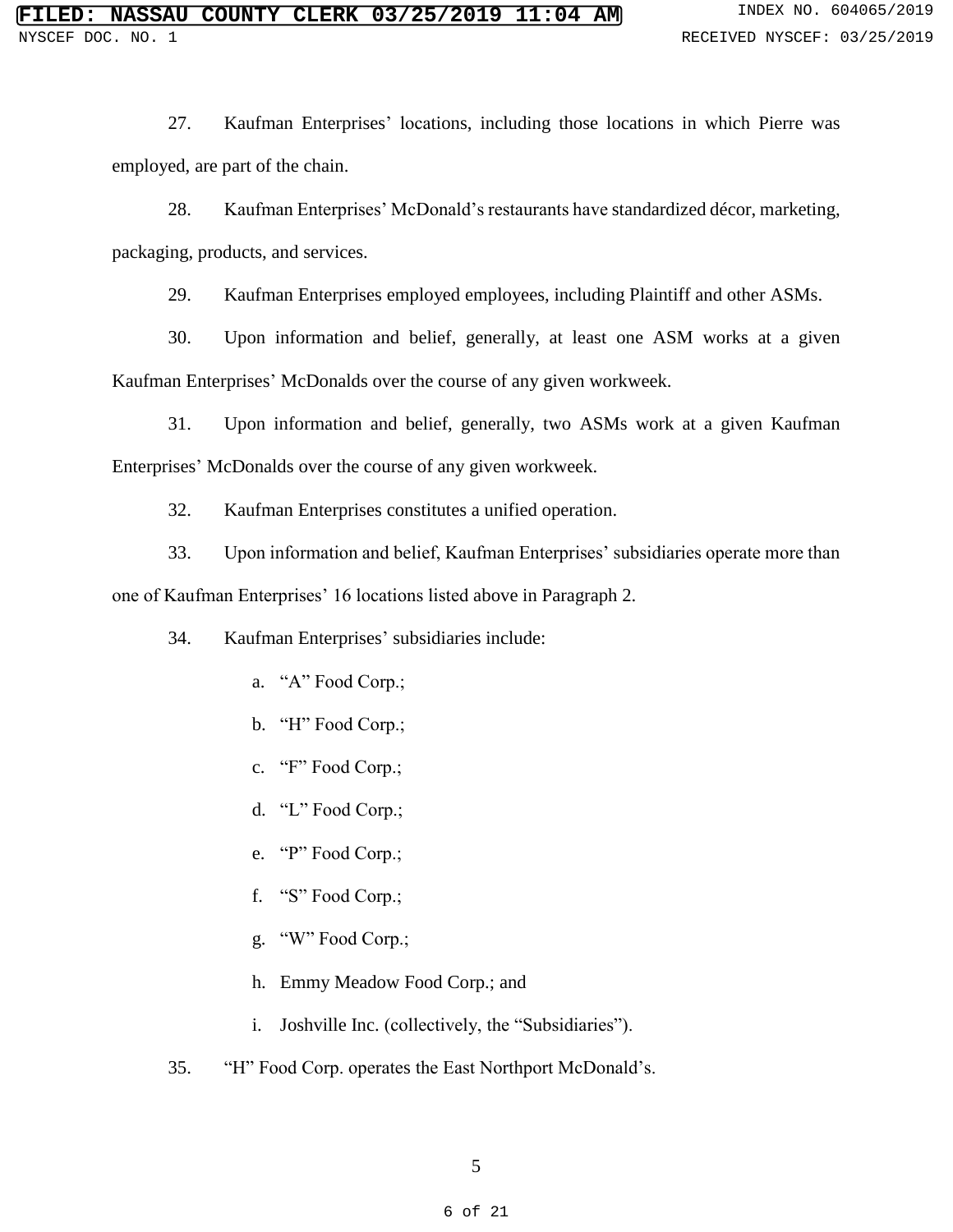27. Kaufman Enterprises' locations, including those locations in which Pierre was employed, are part of the chain.

28. Kaufman Enterprises' McDonald's restaurants have standardized décor, marketing, packaging, products, and services.

29. Kaufman Enterprises employed employees, including Plaintiff and other ASMs.

30. Upon information and belief, generally, at least one ASM works at a given Kaufman Enterprises' McDonalds over the course of any given workweek.

31. Upon information and belief, generally, two ASMs work at a given Kaufman Enterprises' McDonalds over the course of any given workweek.

32. Kaufman Enterprises constitutes a unified operation.

33. Upon information and belief, Kaufman Enterprises' subsidiaries operate more than one of Kaufman Enterprises' 16 locations listed above in Paragraph 2.

34. Kaufman Enterprises' subsidiaries include:

   a. "A" Food Corp.;

   b. "H" Food Corp.;

   c. "F" Food Corp.;

   d. "L" Food Corp.;

   e. "P" Food Corp.;

   f. "S" Food Corp.;

   g. "W" Food Corp.;

   h. Emmy Meadow Food Corp.; and

   i. Joshville Inc. (collectively, the "Subsidiaries").

35. "H" Food Corp. operates the East Northport McDonald's.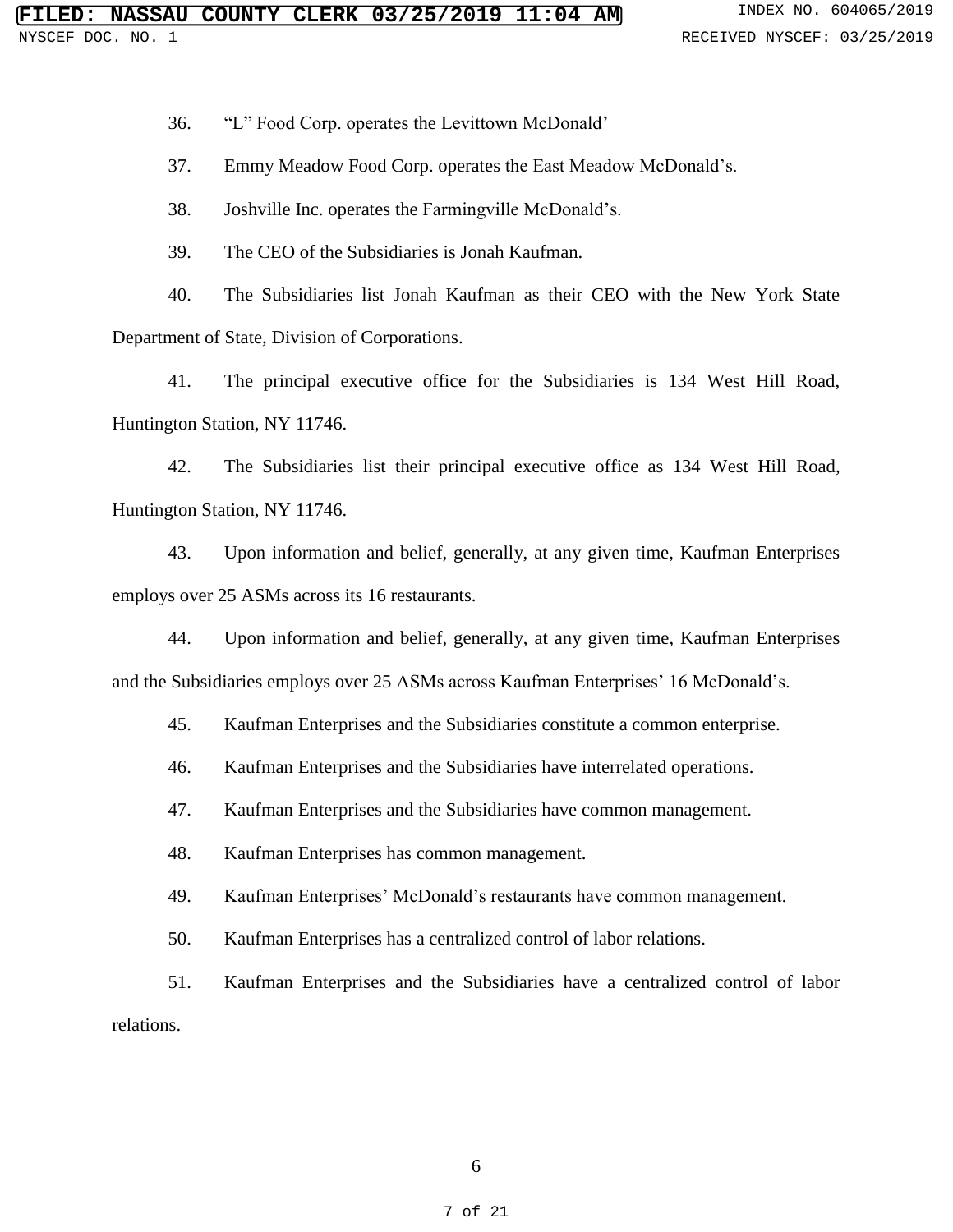36. "L" Food Corp. operates the Levittown McDonald'

37. Emmy Meadow Food Corp. operates the East Meadow McDonald's.

38. Joshville Inc. operates the Farmingville McDonald's.

39. The CEO of the Subsidiaries is Jonah Kaufman.

40. The Subsidiaries list Jonah Kaufman as their CEO with the New York State Department of State, Division of Corporations.

41. The principal executive office for the Subsidiaries is 134 West Hill Road, Huntington Station, NY 11746.

42. The Subsidiaries list their principal executive office as 134 West Hill Road, Huntington Station, NY 11746.

43. Upon information and belief, generally, at any given time, Kaufman Enterprises employs over 25 ASMs across its 16 restaurants.

44. Upon information and belief, generally, at any given time, Kaufman Enterprises and the Subsidiaries employs over 25 ASMs across Kaufman Enterprises' 16 McDonald's.

45. Kaufman Enterprises and the Subsidiaries constitute a common enterprise.

46. Kaufman Enterprises and the Subsidiaries have interrelated operations.

47. Kaufman Enterprises and the Subsidiaries have common management.

48. Kaufman Enterprises has common management.

49. Kaufman Enterprises' McDonald's restaurants have common management.

50. Kaufman Enterprises has a centralized control of labor relations.

51. Kaufman Enterprises and the Subsidiaries have a centralized control of labor relations.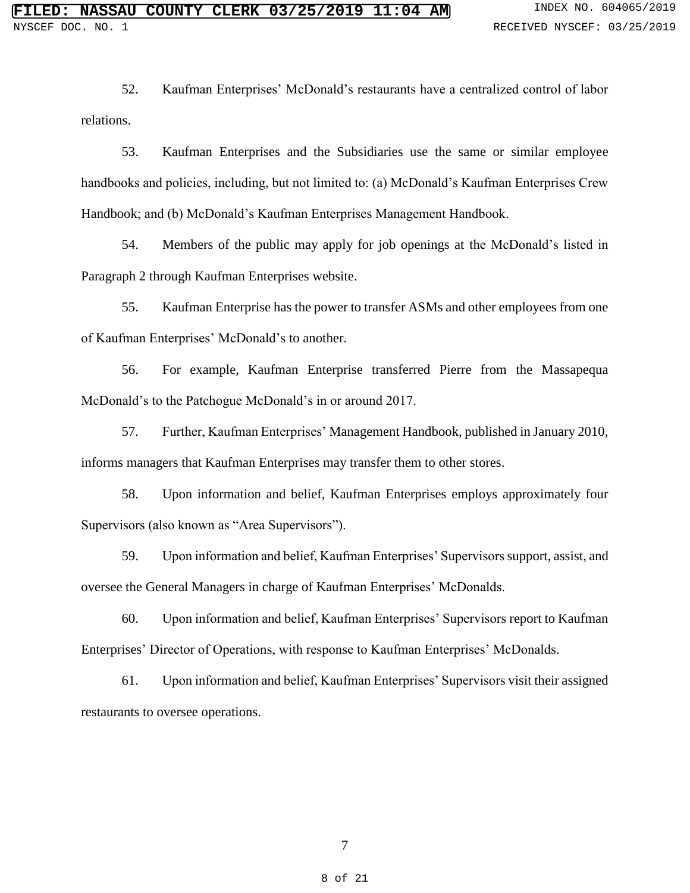52. Kaufman Enterprises' McDonald's restaurants have a centralized control of labor relations.

53. Kaufman Enterprises and the Subsidiaries use the same or similar employee handbooks and policies, including, but not limited to: (a) McDonald's Kaufman Enterprises Crew Handbook; and (b) McDonald's Kaufman Enterprises Management Handbook.

54. Members of the public may apply for job openings at the McDonald's listed in Paragraph 2 through Kaufman Enterprises website.

55. Kaufman Enterprise has the power to transfer ASMs and other employees from one of Kaufman Enterprises' McDonald's to another.

56. For example, Kaufman Enterprise transferred Pierre from the Massapequa McDonald's to the Patchogue McDonald's in or around 2017.

57. Further, Kaufman Enterprises' Management Handbook, published in January 2010, informs managers that Kaufman Enterprises may transfer them to other stores.

58. Upon information and belief, Kaufman Enterprises employs approximately four Supervisors (also known as "Area Supervisors").

59. Upon information and belief, Kaufman Enterprises' Supervisors support, assist, and oversee the General Managers in charge of Kaufman Enterprises' McDonalds.

60. Upon information and belief, Kaufman Enterprises' Supervisors report to Kaufman Enterprises' Director of Operations, with response to Kaufman Enterprises' McDonalds.

61. Upon information and belief, Kaufman Enterprises' Supervisors visit their assigned restaurants to oversee operations.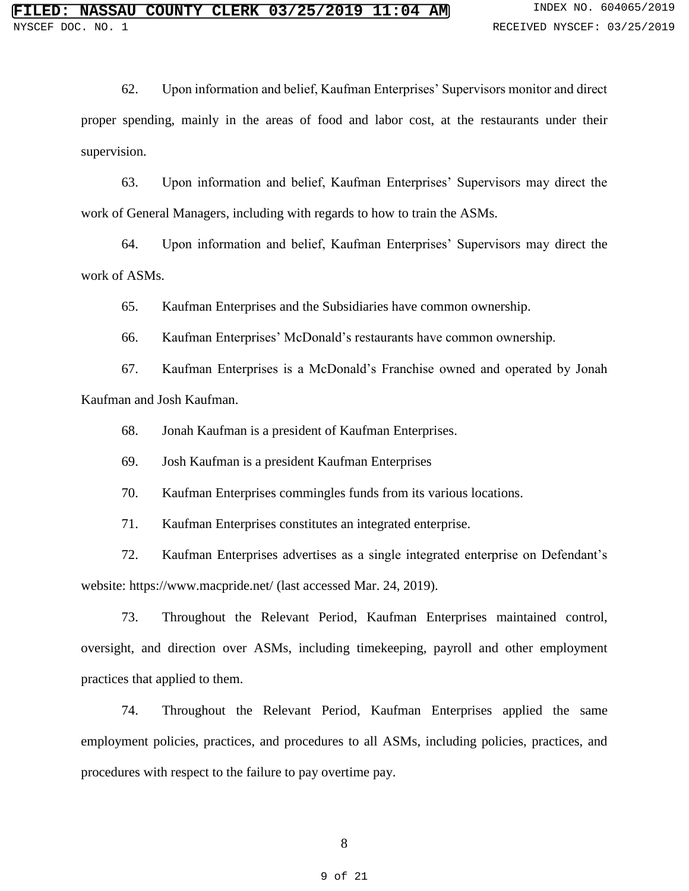62. Upon information and belief, Kaufman Enterprises' Supervisors monitor and direct proper spending, mainly in the areas of food and labor cost, at the restaurants under their supervision.

63. Upon information and belief, Kaufman Enterprises' Supervisors may direct the work of General Managers, including with regards to how to train the ASMs.

64. Upon information and belief, Kaufman Enterprises' Supervisors may direct the work of ASMs.

65. Kaufman Enterprises and the Subsidiaries have common ownership.

66. Kaufman Enterprises' McDonald's restaurants have common ownership.

67. Kaufman Enterprises is a McDonald's Franchise owned and operated by Jonah Kaufman and Josh Kaufman.

68. Jonah Kaufman is a president of Kaufman Enterprises.

69. Josh Kaufman is a president Kaufman Enterprises

70. Kaufman Enterprises commingles funds from its various locations.

71. Kaufman Enterprises constitutes an integrated enterprise.

72. Kaufman Enterprises advertises as a single integrated enterprise on Defendant's website: https://www.macpride.net/ (last accessed Mar. 24, 2019).

73. Throughout the Relevant Period, Kaufman Enterprises maintained control, oversight, and direction over ASMs, including timekeeping, payroll and other employment practices that applied to them.

74. Throughout the Relevant Period, Kaufman Enterprises applied the same employment policies, practices, and procedures to all ASMs, including policies, practices, and procedures with respect to the failure to pay overtime pay.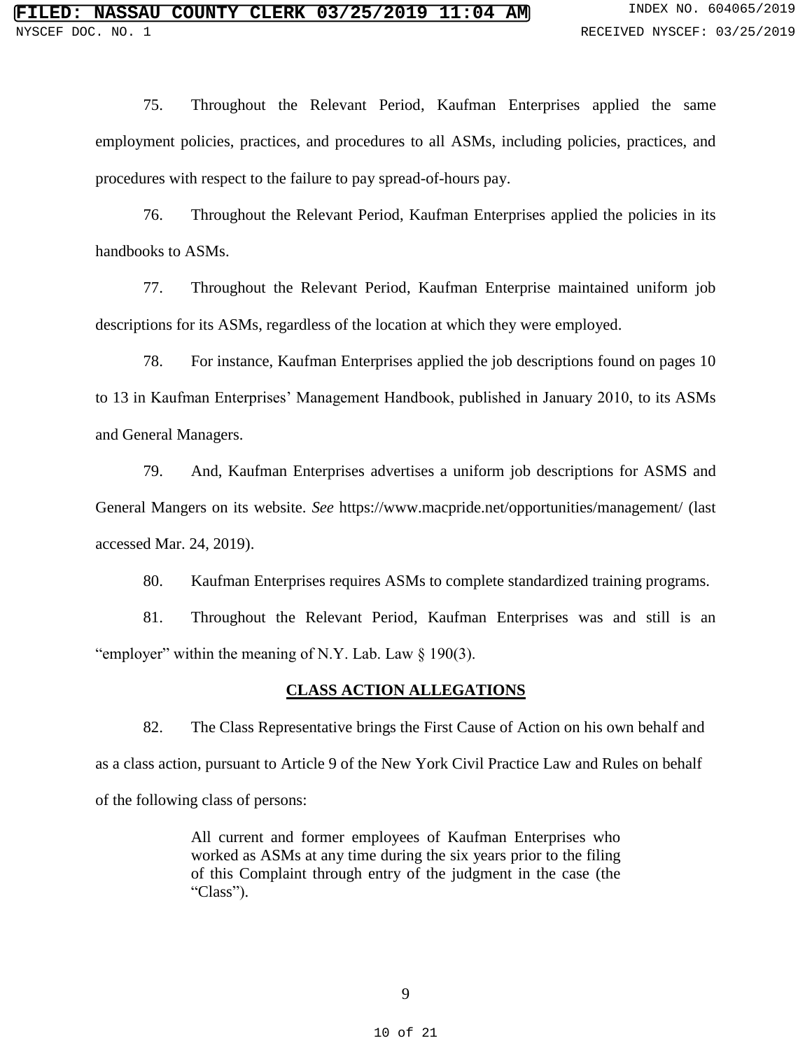75. Throughout the Relevant Period, Kaufman Enterprises applied the same employment policies, practices, and procedures to all ASMs, including policies, practices, and procedures with respect to the failure to pay spread-of-hours pay.

76. Throughout the Relevant Period, Kaufman Enterprises applied the policies in its handbooks to ASMs.

77. Throughout the Relevant Period, Kaufman Enterprise maintained uniform job descriptions for its ASMs, regardless of the location at which they were employed.

78. For instance, Kaufman Enterprises applied the job descriptions found on pages 10 to 13 in Kaufman Enterprises' Management Handbook, published in January 2010, to its ASMs and General Managers.

79. And, Kaufman Enterprises advertises a uniform job descriptions for ASMS and General Mangers on its website. *See* https://www.macpride.net/opportunities/management/ (last accessed Mar. 24, 2019).

80. Kaufman Enterprises requires ASMs to complete standardized training programs.

81. Throughout the Relevant Period, Kaufman Enterprises was and still is an "employer" within the meaning of N.Y. Lab. Law § 190(3).

## CLASS ACTION ALLEGATIONS

82. The Class Representative brings the First Cause of Action on his own behalf and as a class action, pursuant to Article 9 of the New York Civil Practice Law and Rules on behalf of the following class of persons:

> All current and former employees of Kaufman Enterprises who worked as ASMs at any time during the six years prior to the filing of this Complaint through entry of the judgment in the case (the "Class").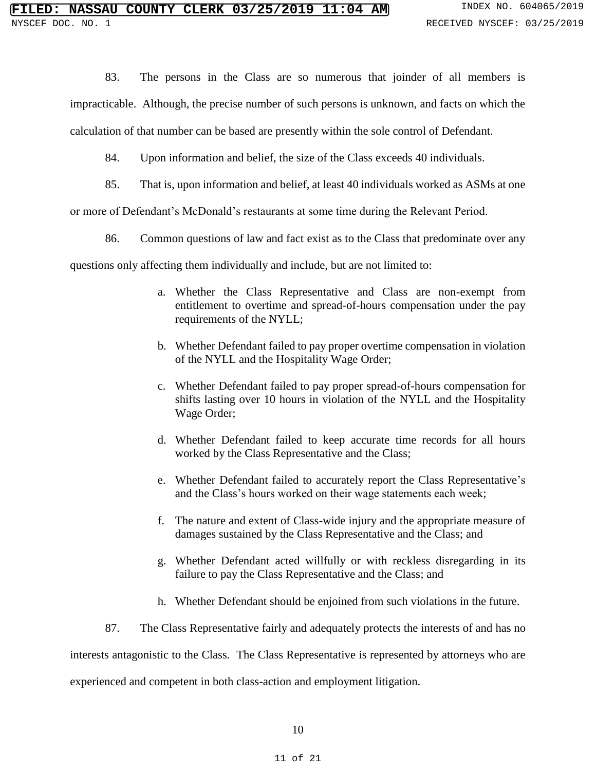83. The persons in the Class are so numerous that joinder of all members is impracticable. Although, the precise number of such persons is unknown, and facts on which the calculation of that number can be based are presently within the sole control of Defendant.

84. Upon information and belief, the size of the Class exceeds 40 individuals.

85. That is, upon information and belief, at least 40 individuals worked as ASMs at one or more of Defendant's McDonald's restaurants at some time during the Relevant Period.

86. Common questions of law and fact exist as to the Class that predominate over any questions only affecting them individually and include, but are not limited to:

a. Whether the Class Representative and Class are non-exempt from entitlement to overtime and spread-of-hours compensation under the pay requirements of the NYLL;

b. Whether Defendant failed to pay proper overtime compensation in violation of the NYLL and the Hospitality Wage Order;

c. Whether Defendant failed to pay proper spread-of-hours compensation for shifts lasting over 10 hours in violation of the NYLL and the Hospitality Wage Order;

d. Whether Defendant failed to keep accurate time records for all hours worked by the Class Representative and the Class;

e. Whether Defendant failed to accurately report the Class Representative's and the Class's hours worked on their wage statements each week;

f. The nature and extent of Class-wide injury and the appropriate measure of damages sustained by the Class Representative and the Class; and

g. Whether Defendant acted willfully or with reckless disregarding in its failure to pay the Class Representative and the Class; and

h. Whether Defendant should be enjoined from such violations in the future.

87. The Class Representative fairly and adequately protects the interests of and has no interests antagonistic to the Class. The Class Representative is represented by attorneys who are experienced and competent in both class-action and employment litigation.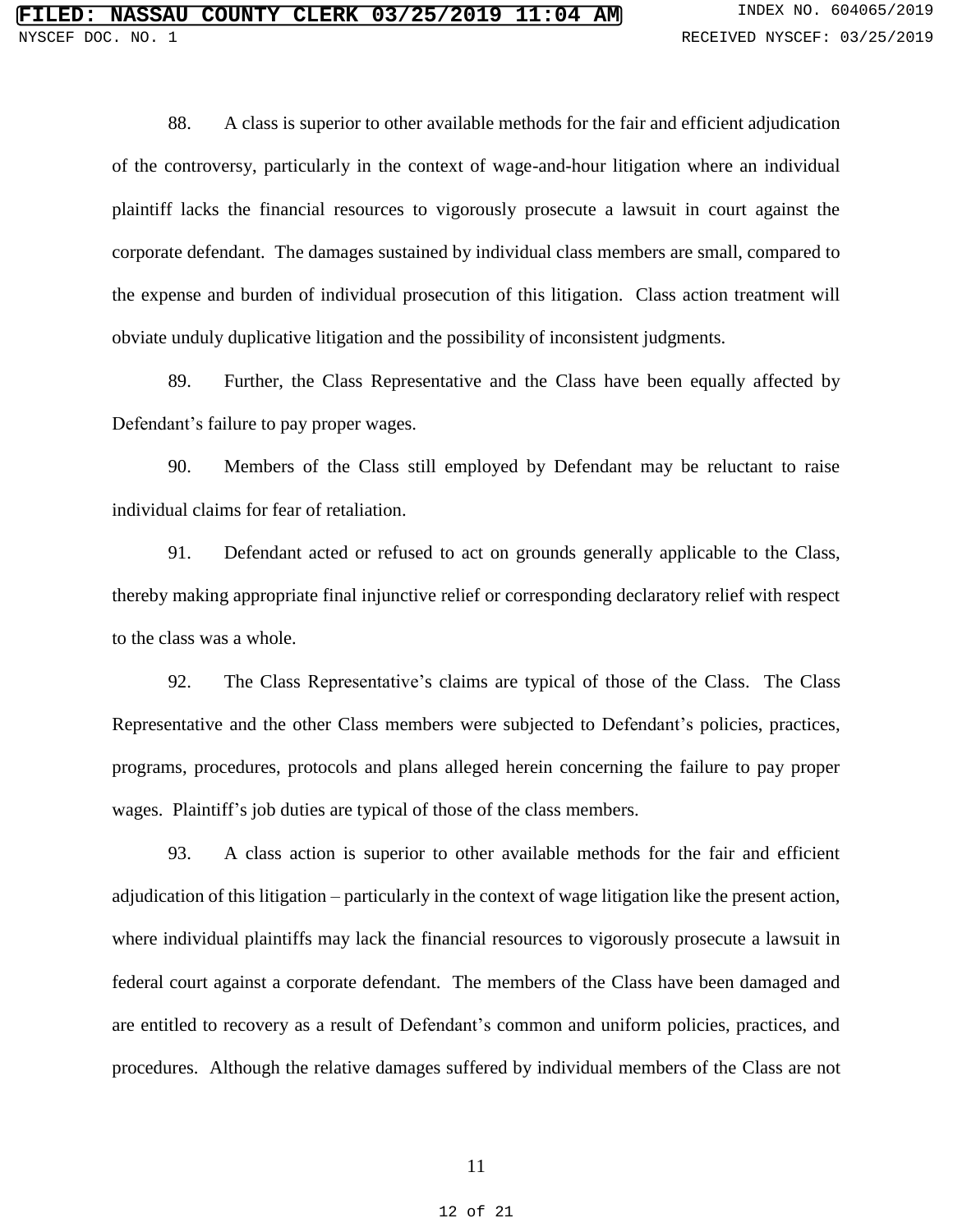88. A class is superior to other available methods for the fair and efficient adjudication of the controversy, particularly in the context of wage-and-hour litigation where an individual plaintiff lacks the financial resources to vigorously prosecute a lawsuit in court against the corporate defendant. The damages sustained by individual class members are small, compared to the expense and burden of individual prosecution of this litigation. Class action treatment will obviate unduly duplicative litigation and the possibility of inconsistent judgments.

89. Further, the Class Representative and the Class have been equally affected by Defendant's failure to pay proper wages.

90. Members of the Class still employed by Defendant may be reluctant to raise individual claims for fear of retaliation.

91. Defendant acted or refused to act on grounds generally applicable to the Class, thereby making appropriate final injunctive relief or corresponding declaratory relief with respect to the class was a whole.

92. The Class Representative's claims are typical of those of the Class. The Class Representative and the other Class members were subjected to Defendant's policies, practices, programs, procedures, protocols and plans alleged herein concerning the failure to pay proper wages. Plaintiff's job duties are typical of those of the class members.

93. A class action is superior to other available methods for the fair and efficient adjudication of this litigation – particularly in the context of wage litigation like the present action, where individual plaintiffs may lack the financial resources to vigorously prosecute a lawsuit in federal court against a corporate defendant. The members of the Class have been damaged and are entitled to recovery as a result of Defendant's common and uniform policies, practices, and procedures. Although the relative damages suffered by individual members of the Class are not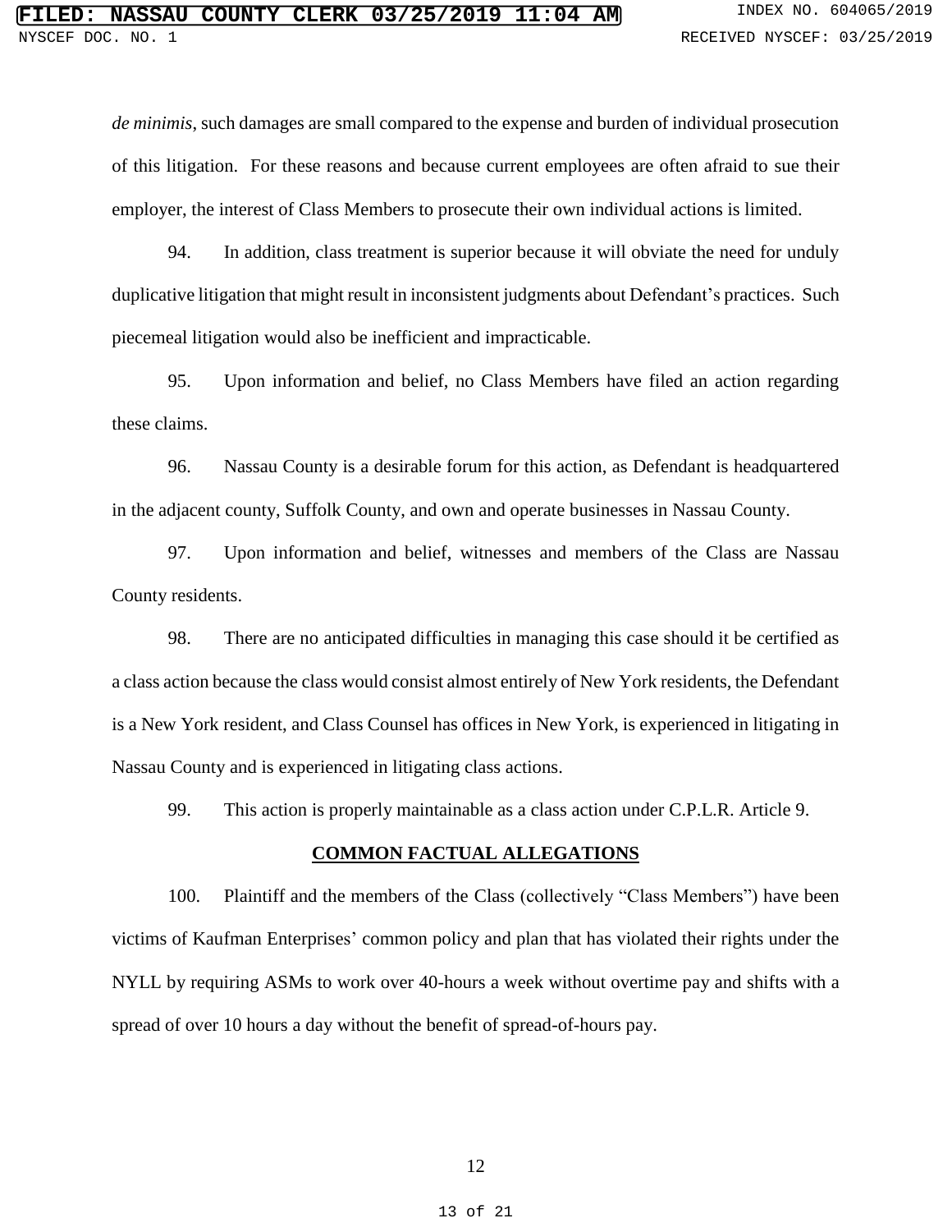*de minimis*, such damages are small compared to the expense and burden of individual prosecution of this litigation. For these reasons and because current employees are often afraid to sue their employer, the interest of Class Members to prosecute their own individual actions is limited.

94. In addition, class treatment is superior because it will obviate the need for unduly duplicative litigation that might result in inconsistent judgments about Defendant's practices. Such piecemeal litigation would also be inefficient and impracticable.

95. Upon information and belief, no Class Members have filed an action regarding these claims.

96. Nassau County is a desirable forum for this action, as Defendant is headquartered in the adjacent county, Suffolk County, and own and operate businesses in Nassau County.

97. Upon information and belief, witnesses and members of the Class are Nassau County residents.

98. There are no anticipated difficulties in managing this case should it be certified as a class action because the class would consist almost entirely of New York residents, the Defendant is a New York resident, and Class Counsel has offices in New York, is experienced in litigating in Nassau County and is experienced in litigating class actions.

99. This action is properly maintainable as a class action under C.P.L.R. Article 9.

## COMMON FACTUAL ALLEGATIONS

100. Plaintiff and the members of the Class (collectively "Class Members") have been victims of Kaufman Enterprises' common policy and plan that has violated their rights under the NYLL by requiring ASMs to work over 40-hours a week without overtime pay and shifts with a spread of over 10 hours a day without the benefit of spread-of-hours pay.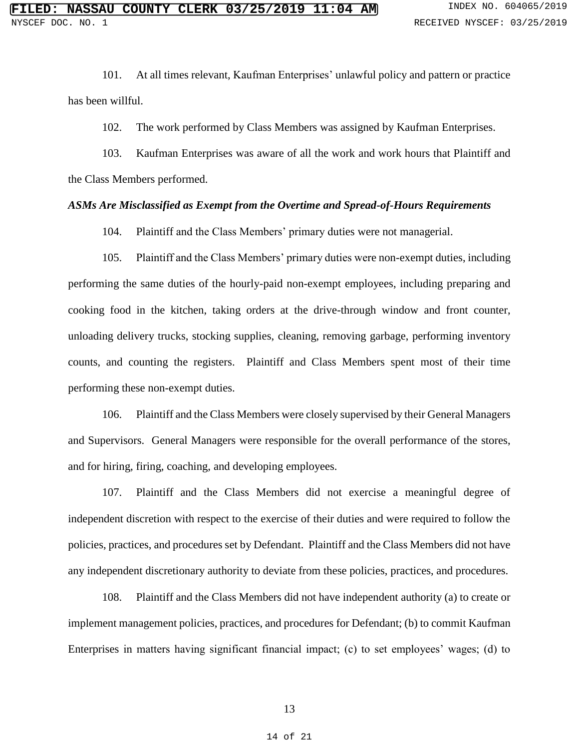101. At all times relevant, Kaufman Enterprises' unlawful policy and pattern or practice has been willful.

102. The work performed by Class Members was assigned by Kaufman Enterprises.

103. Kaufman Enterprises was aware of all the work and work hours that Plaintiff and the Class Members performed.

***ASMs Are Misclassified as Exempt from the Overtime and Spread-of-Hours Requirements***

104. Plaintiff and the Class Members' primary duties were not managerial.

105. Plaintiff and the Class Members' primary duties were non-exempt duties, including performing the same duties of the hourly-paid non-exempt employees, including preparing and cooking food in the kitchen, taking orders at the drive-through window and front counter, unloading delivery trucks, stocking supplies, cleaning, removing garbage, performing inventory counts, and counting the registers. Plaintiff and Class Members spent most of their time performing these non-exempt duties.

106. Plaintiff and the Class Members were closely supervised by their General Managers and Supervisors. General Managers were responsible for the overall performance of the stores, and for hiring, firing, coaching, and developing employees.

107. Plaintiff and the Class Members did not exercise a meaningful degree of independent discretion with respect to the exercise of their duties and were required to follow the policies, practices, and procedures set by Defendant. Plaintiff and the Class Members did not have any independent discretionary authority to deviate from these policies, practices, and procedures.

108. Plaintiff and the Class Members did not have independent authority (a) to create or implement management policies, practices, and procedures for Defendant; (b) to commit Kaufman Enterprises in matters having significant financial impact; (c) to set employees' wages; (d) to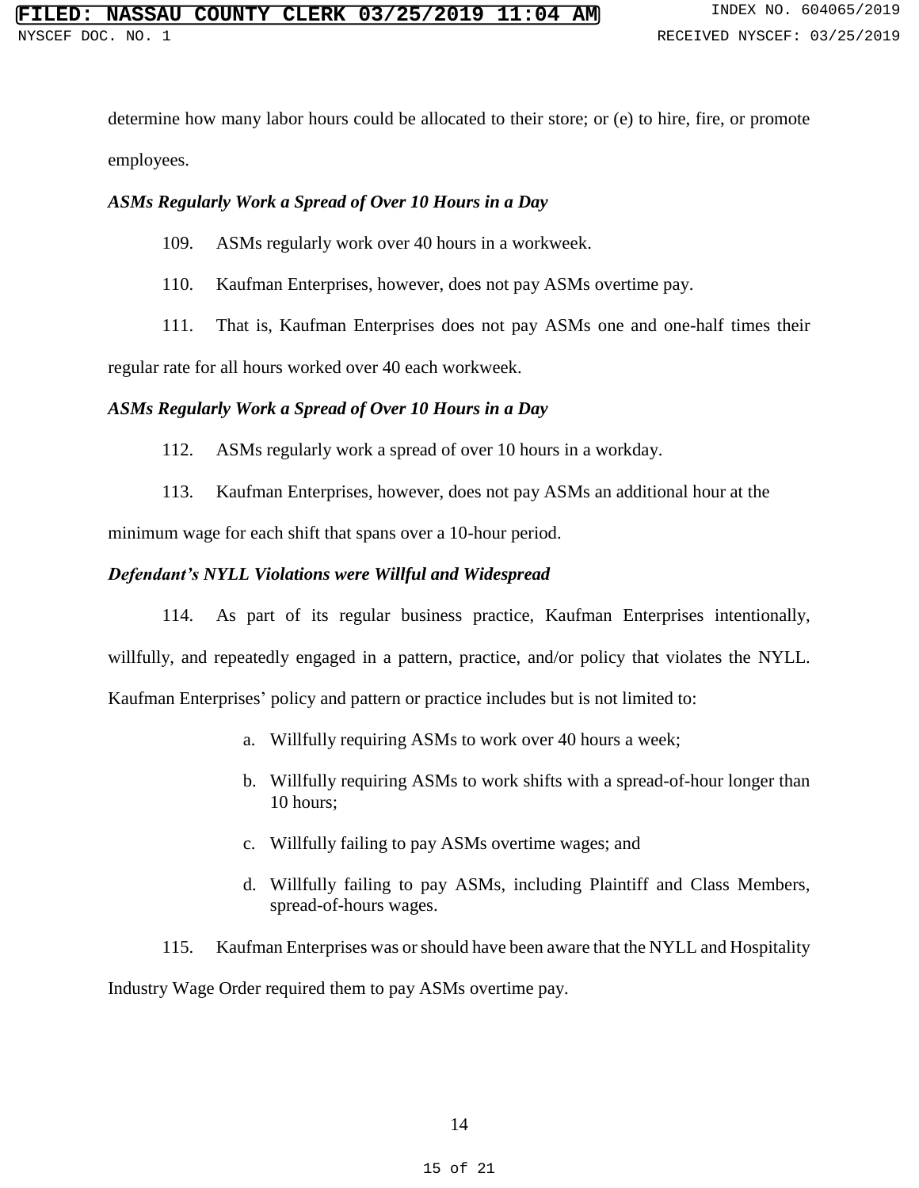determine how many labor hours could be allocated to their store; or (e) to hire, fire, or promote employees.

***ASMs Regularly Work a Spread of Over 10 Hours in a Day***

109. ASMs regularly work over 40 hours in a workweek.

110. Kaufman Enterprises, however, does not pay ASMs overtime pay.

111. That is, Kaufman Enterprises does not pay ASMs one and one-half times their regular rate for all hours worked over 40 each workweek.

***ASMs Regularly Work a Spread of Over 10 Hours in a Day***

112. ASMs regularly work a spread of over 10 hours in a workday.

113. Kaufman Enterprises, however, does not pay ASMs an additional hour at the minimum wage for each shift that spans over a 10-hour period.

***Defendant's NYLL Violations were Willful and Widespread***

114. As part of its regular business practice, Kaufman Enterprises intentionally, willfully, and repeatedly engaged in a pattern, practice, and/or policy that violates the NYLL. Kaufman Enterprises' policy and pattern or practice includes but is not limited to:

a. Willfully requiring ASMs to work over 40 hours a week;

b. Willfully requiring ASMs to work shifts with a spread-of-hour longer than 10 hours;

c. Willfully failing to pay ASMs overtime wages; and

d. Willfully failing to pay ASMs, including Plaintiff and Class Members, spread-of-hours wages.

115. Kaufman Enterprises was or should have been aware that the NYLL and Hospitality Industry Wage Order required them to pay ASMs overtime pay.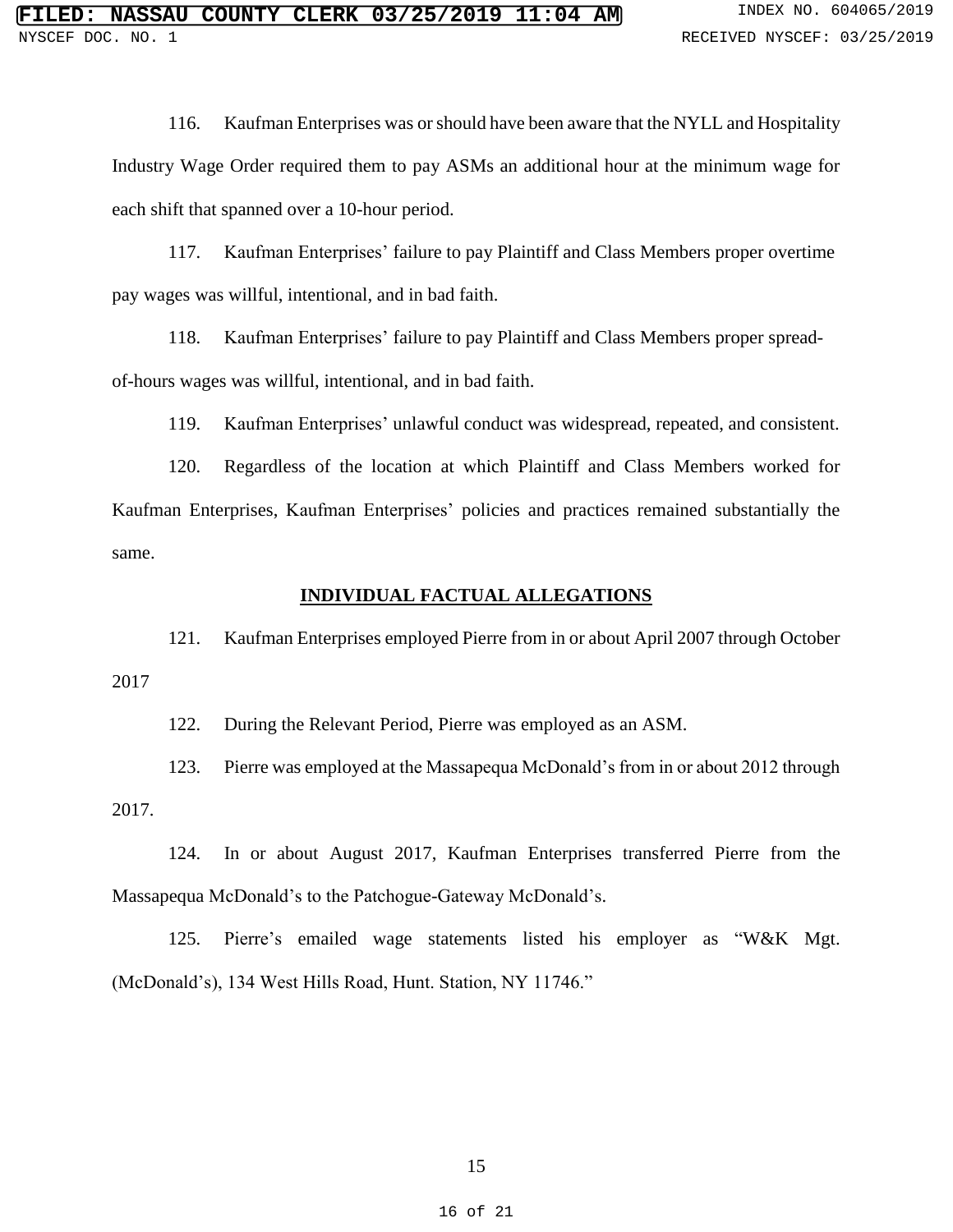116. Kaufman Enterprises was or should have been aware that the NYLL and Hospitality Industry Wage Order required them to pay ASMs an additional hour at the minimum wage for each shift that spanned over a 10-hour period.

117. Kaufman Enterprises' failure to pay Plaintiff and Class Members proper overtime pay wages was willful, intentional, and in bad faith.

118. Kaufman Enterprises' failure to pay Plaintiff and Class Members proper spread-of-hours wages was willful, intentional, and in bad faith.

119. Kaufman Enterprises' unlawful conduct was widespread, repeated, and consistent.

120. Regardless of the location at which Plaintiff and Class Members worked for Kaufman Enterprises, Kaufman Enterprises' policies and practices remained substantially the same.

## INDIVIDUAL FACTUAL ALLEGATIONS

121. Kaufman Enterprises employed Pierre from in or about April 2007 through October 2017

122. During the Relevant Period, Pierre was employed as an ASM.

123. Pierre was employed at the Massapequa McDonald's from in or about 2012 through 2017.

124. In or about August 2017, Kaufman Enterprises transferred Pierre from the Massapequa McDonald's to the Patchogue-Gateway McDonald's.

125. Pierre's emailed wage statements listed his employer as "W&K Mgt. (McDonald's), 134 West Hills Road, Hunt. Station, NY 11746."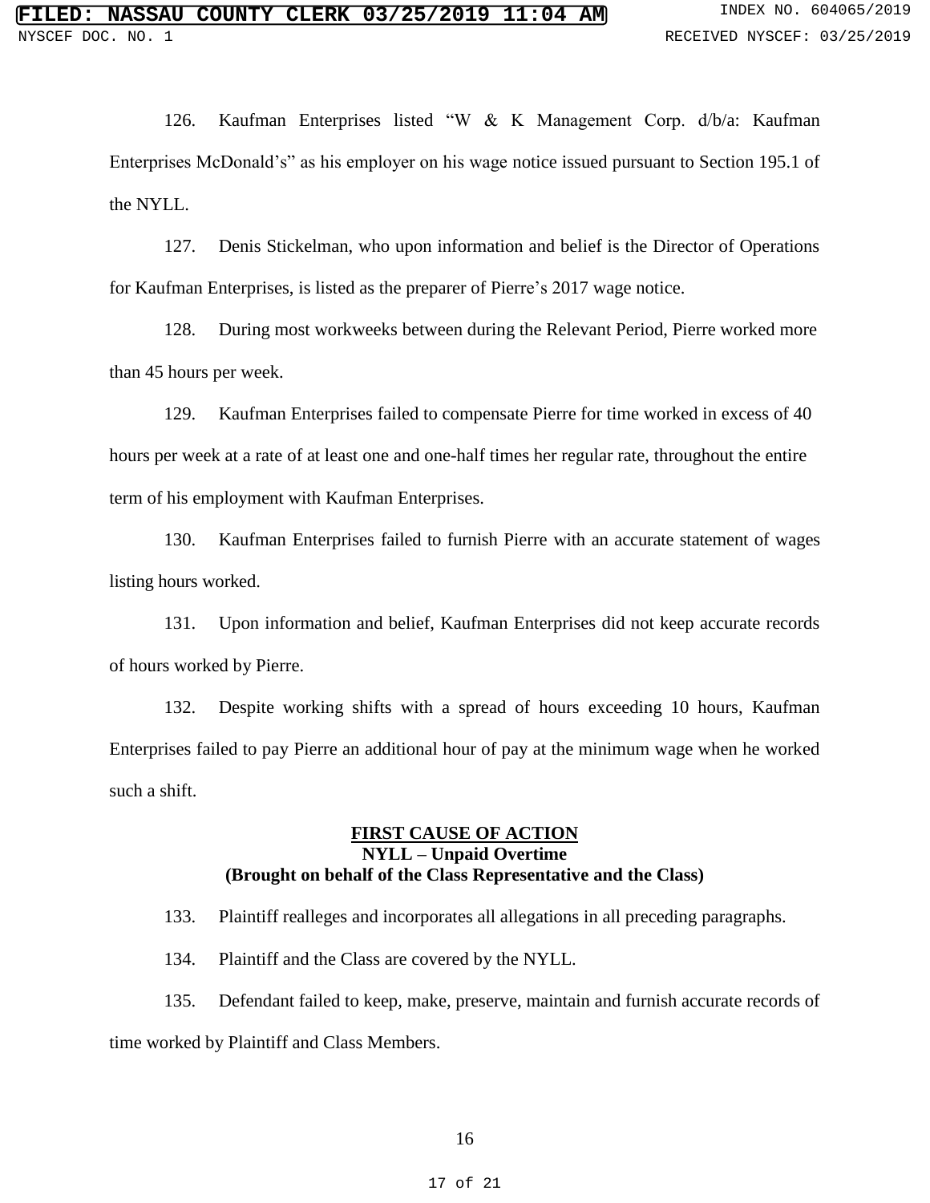126. Kaufman Enterprises listed "W & K Management Corp. d/b/a: Kaufman Enterprises McDonald's" as his employer on his wage notice issued pursuant to Section 195.1 of the NYLL.

127. Denis Stickelman, who upon information and belief is the Director of Operations for Kaufman Enterprises, is listed as the preparer of Pierre's 2017 wage notice.

128. During most workweeks between during the Relevant Period, Pierre worked more than 45 hours per week.

129. Kaufman Enterprises failed to compensate Pierre for time worked in excess of 40 hours per week at a rate of at least one and one-half times her regular rate, throughout the entire term of his employment with Kaufman Enterprises.

130. Kaufman Enterprises failed to furnish Pierre with an accurate statement of wages listing hours worked.

131. Upon information and belief, Kaufman Enterprises did not keep accurate records of hours worked by Pierre.

132. Despite working shifts with a spread of hours exceeding 10 hours, Kaufman Enterprises failed to pay Pierre an additional hour of pay at the minimum wage when he worked such a shift.

**FIRST CAUSE OF ACTION**
**NYLL – Unpaid Overtime**
**(Brought on behalf of the Class Representative and the Class)**

133. Plaintiff realleges and incorporates all allegations in all preceding paragraphs.

134. Plaintiff and the Class are covered by the NYLL.

135. Defendant failed to keep, make, preserve, maintain and furnish accurate records of time worked by Plaintiff and Class Members.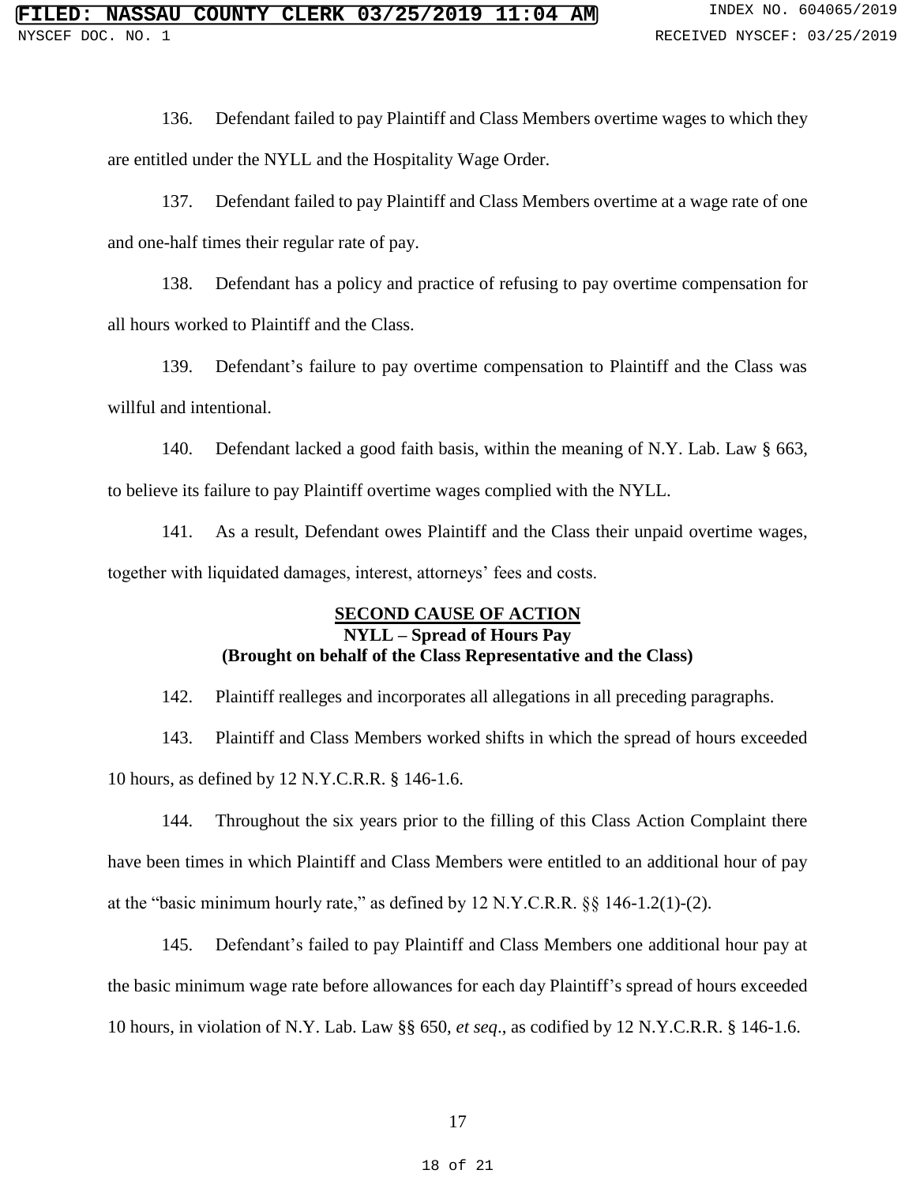136. Defendant failed to pay Plaintiff and Class Members overtime wages to which they are entitled under the NYLL and the Hospitality Wage Order.

137. Defendant failed to pay Plaintiff and Class Members overtime at a wage rate of one and one-half times their regular rate of pay.

138. Defendant has a policy and practice of refusing to pay overtime compensation for all hours worked to Plaintiff and the Class.

139. Defendant's failure to pay overtime compensation to Plaintiff and the Class was willful and intentional.

140. Defendant lacked a good faith basis, within the meaning of N.Y. Lab. Law § 663, to believe its failure to pay Plaintiff overtime wages complied with the NYLL.

141. As a result, Defendant owes Plaintiff and the Class their unpaid overtime wages, together with liquidated damages, interest, attorneys' fees and costs.

**SECOND CAUSE OF ACTION**
**NYLL – Spread of Hours Pay**
**(Brought on behalf of the Class Representative and the Class)**

142. Plaintiff realleges and incorporates all allegations in all preceding paragraphs.

143. Plaintiff and Class Members worked shifts in which the spread of hours exceeded 10 hours, as defined by 12 N.Y.C.R.R. § 146-1.6.

144. Throughout the six years prior to the filling of this Class Action Complaint there have been times in which Plaintiff and Class Members were entitled to an additional hour of pay at the "basic minimum hourly rate," as defined by 12 N.Y.C.R.R. §§ 146-1.2(1)-(2).

145. Defendant's failed to pay Plaintiff and Class Members one additional hour pay at the basic minimum wage rate before allowances for each day Plaintiff's spread of hours exceeded 10 hours, in violation of N.Y. Lab. Law §§ 650, *et seq*., as codified by 12 N.Y.C.R.R. § 146-1.6.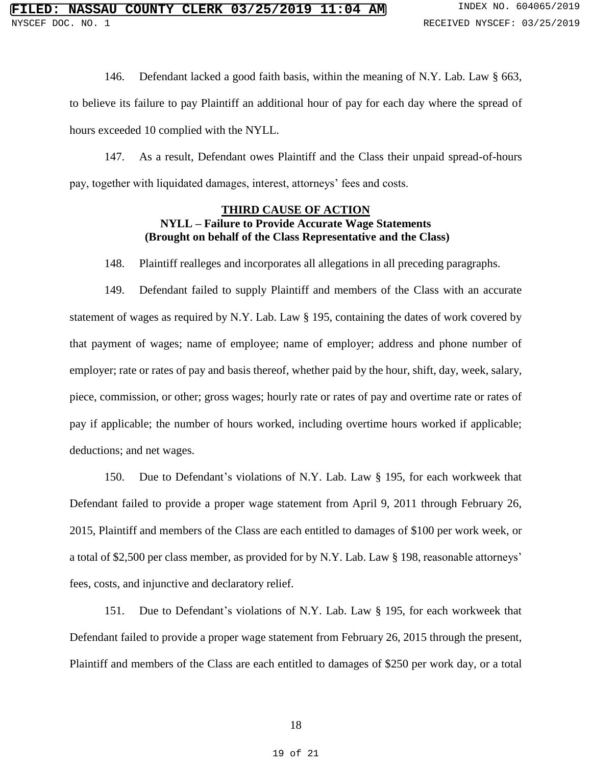146. Defendant lacked a good faith basis, within the meaning of N.Y. Lab. Law § 663, to believe its failure to pay Plaintiff an additional hour of pay for each day where the spread of hours exceeded 10 complied with the NYLL.

147. As a result, Defendant owes Plaintiff and the Class their unpaid spread-of-hours pay, together with liquidated damages, interest, attorneys' fees and costs.

**THIRD CAUSE OF ACTION**
**NYLL – Failure to Provide Accurate Wage Statements**
**(Brought on behalf of the Class Representative and the Class)**

148. Plaintiff realleges and incorporates all allegations in all preceding paragraphs.

149. Defendant failed to supply Plaintiff and members of the Class with an accurate statement of wages as required by N.Y. Lab. Law § 195, containing the dates of work covered by that payment of wages; name of employee; name of employer; address and phone number of employer; rate or rates of pay and basis thereof, whether paid by the hour, shift, day, week, salary, piece, commission, or other; gross wages; hourly rate or rates of pay and overtime rate or rates of pay if applicable; the number of hours worked, including overtime hours worked if applicable; deductions; and net wages.

150. Due to Defendant's violations of N.Y. Lab. Law § 195, for each workweek that Defendant failed to provide a proper wage statement from April 9, 2011 through February 26, 2015, Plaintiff and members of the Class are each entitled to damages of $100 per work week, or a total of $2,500 per class member, as provided for by N.Y. Lab. Law § 198, reasonable attorneys' fees, costs, and injunctive and declaratory relief.

151. Due to Defendant's violations of N.Y. Lab. Law § 195, for each workweek that Defendant failed to provide a proper wage statement from February 26, 2015 through the present, Plaintiff and members of the Class are each entitled to damages of $250 per work day, or a total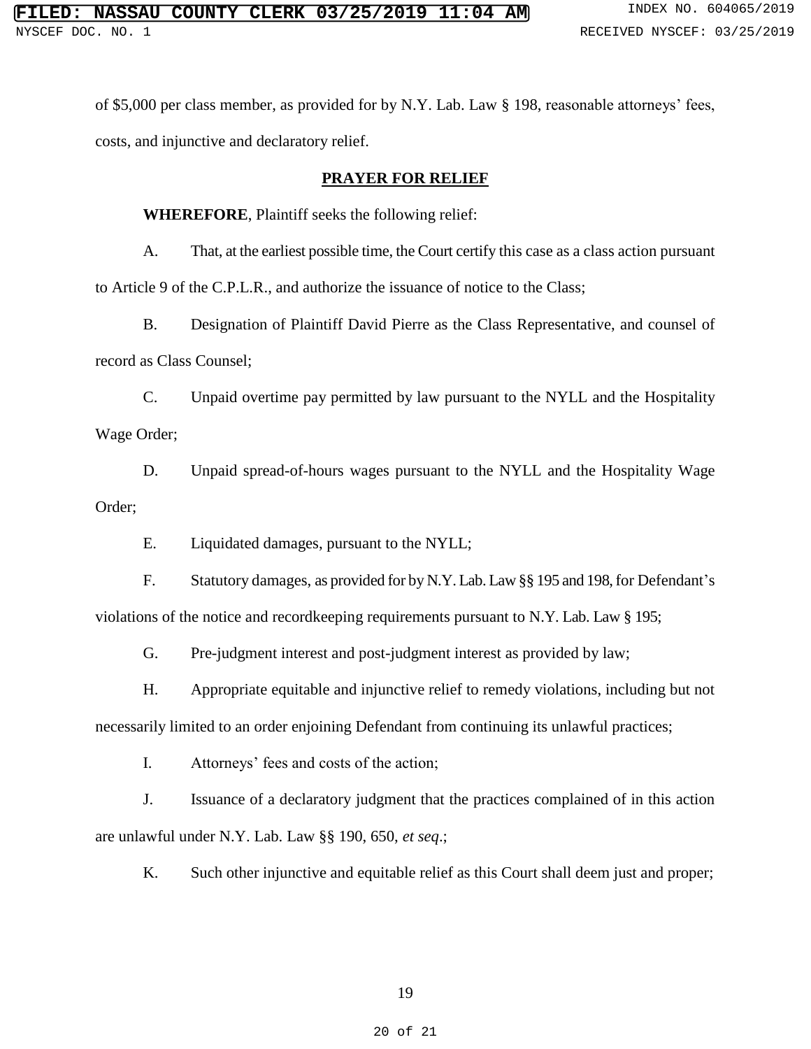of $5,000 per class member, as provided for by N.Y. Lab. Law § 198, reasonable attorneys' fees, costs, and injunctive and declaratory relief.

## PRAYER FOR RELIEF

**WHEREFORE**, Plaintiff seeks the following relief:

A. That, at the earliest possible time, the Court certify this case as a class action pursuant to Article 9 of the C.P.L.R., and authorize the issuance of notice to the Class;

B. Designation of Plaintiff David Pierre as the Class Representative, and counsel of record as Class Counsel;

C. Unpaid overtime pay permitted by law pursuant to the NYLL and the Hospitality Wage Order;

D. Unpaid spread-of-hours wages pursuant to the NYLL and the Hospitality Wage Order;

E. Liquidated damages, pursuant to the NYLL;

F. Statutory damages, as provided for by N.Y. Lab. Law §§ 195 and 198, for Defendant's violations of the notice and recordkeeping requirements pursuant to N.Y. Lab. Law § 195;

G. Pre-judgment interest and post-judgment interest as provided by law;

H. Appropriate equitable and injunctive relief to remedy violations, including but not necessarily limited to an order enjoining Defendant from continuing its unlawful practices;

I. Attorneys' fees and costs of the action;

J. Issuance of a declaratory judgment that the practices complained of in this action are unlawful under N.Y. Lab. Law §§ 190, 650, *et seq*.;

K. Such other injunctive and equitable relief as this Court shall deem just and proper;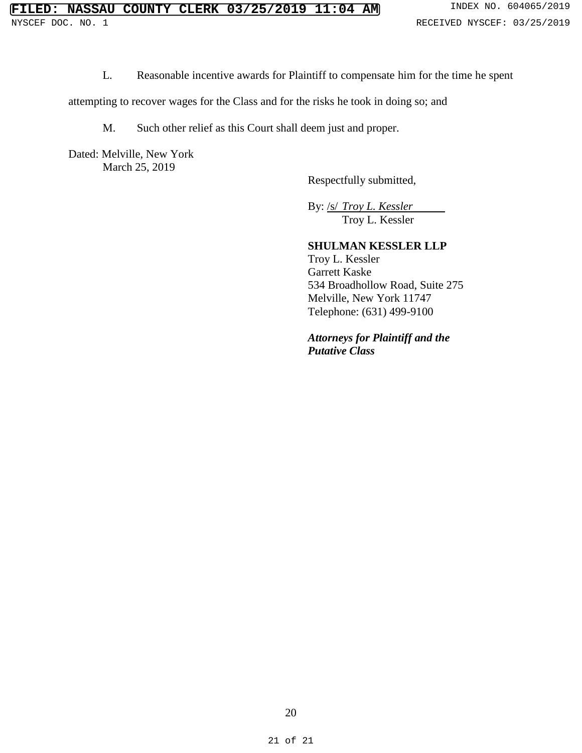L. Reasonable incentive awards for Plaintiff to compensate him for the time he spent attempting to recover wages for the Class and for the risks he took in doing so; and

M. Such other relief as this Court shall deem just and proper.

Dated: Melville, New York
March 25, 2019

Respectfully submitted,

By: /s/ *Troy L. Kessler*
Troy L. Kessler

**SHULMAN KESSLER LLP**
Troy L. Kessler
Garrett Kaske
534 Broadhollow Road, Suite 275
Melville, New York 11747
Telephone: (631) 499-9100

***Attorneys for Plaintiff and the Putative Class***